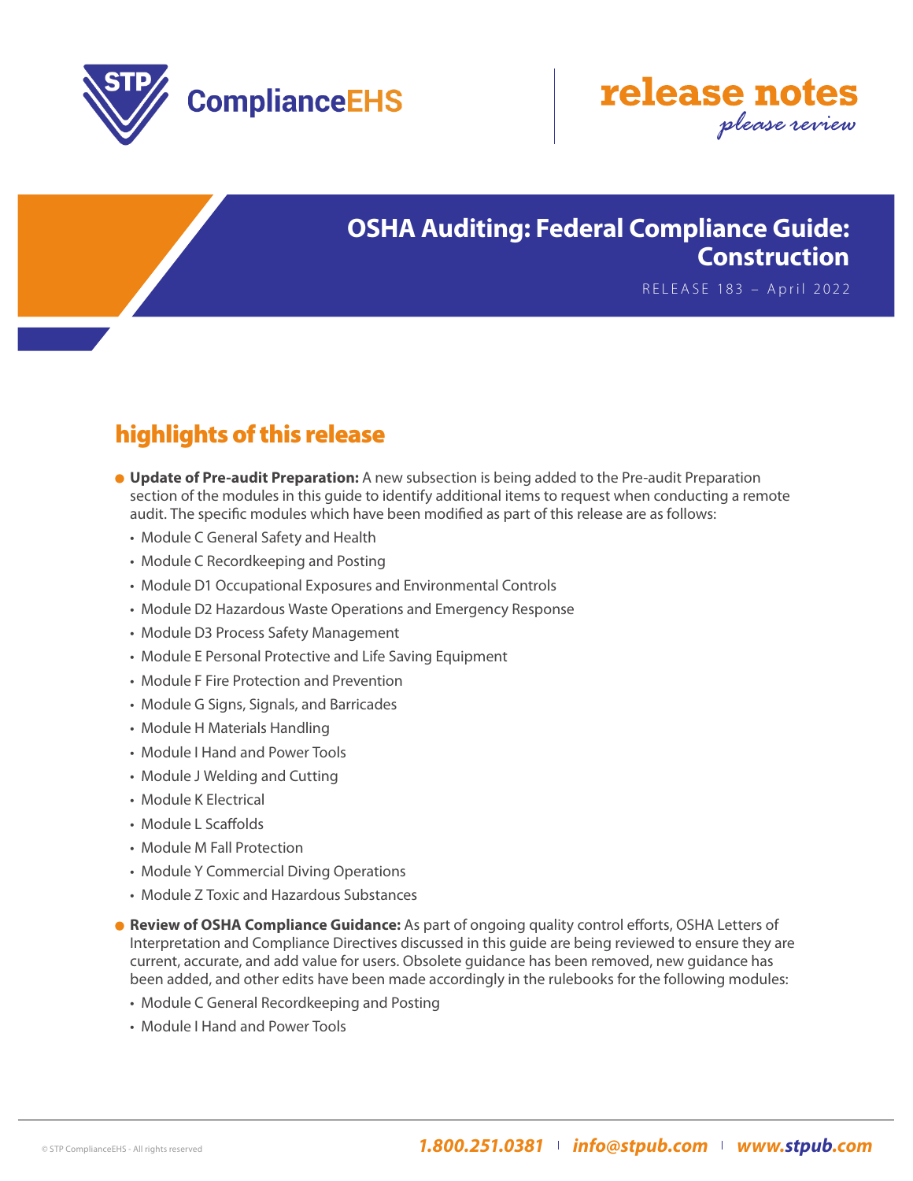STP ComplianceEHS

**release notes**
*please review*

# OSHA Auditing: Federal Compliance Guide: Construction

RELEASE 183 – April 2022

## highlights of this release

- **Update of Pre-audit Preparation:** A new subsection is being added to the Pre-audit Preparation section of the modules in this guide to identify additional items to request when conducting a remote audit. The specific modules which have been modified as part of this release are as follows:
  - Module C General Safety and Health
  - Module C Recordkeeping and Posting
  - Module D1 Occupational Exposures and Environmental Controls
  - Module D2 Hazardous Waste Operations and Emergency Response
  - Module D3 Process Safety Management
  - Module E Personal Protective and Life Saving Equipment
  - Module F Fire Protection and Prevention
  - Module G Signs, Signals, and Barricades
  - Module H Materials Handling
  - Module I Hand and Power Tools
  - Module J Welding and Cutting
  - Module K Electrical
  - Module L Scaffolds
  - Module M Fall Protection
  - Module Y Commercial Diving Operations
  - Module Z Toxic and Hazardous Substances
- **Review of OSHA Compliance Guidance:** As part of ongoing quality control efforts, OSHA Letters of Interpretation and Compliance Directives discussed in this guide are being reviewed to ensure they are current, accurate, and add value for users. Obsolete guidance has been removed, new guidance has been added, and other edits have been made accordingly in the rulebooks for the following modules:
  - Module C General Recordkeeping and Posting
  - Module I Hand and Power Tools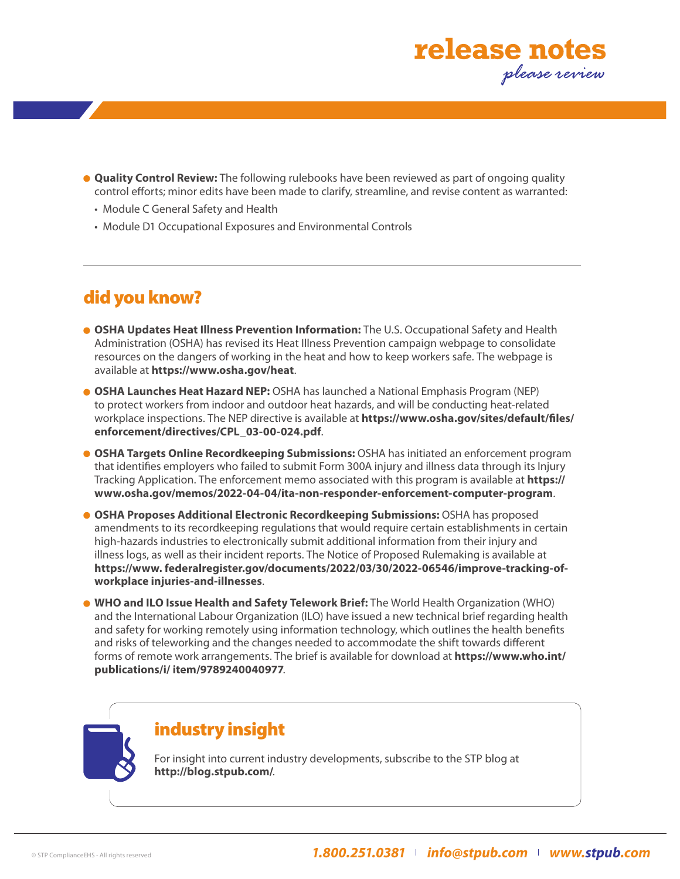# release notes

*please review*

- **Quality Control Review:** The following rulebooks have been reviewed as part of ongoing quality control efforts; minor edits have been made to clarify, streamline, and revise content as warranted:
  - Module C General Safety and Health
  - Module D1 Occupational Exposures and Environmental Controls

---

## did you know?

- **OSHA Updates Heat Illness Prevention Information:** The U.S. Occupational Safety and Health Administration (OSHA) has revised its Heat Illness Prevention campaign webpage to consolidate resources on the dangers of working in the heat and how to keep workers safe. The webpage is available at **https://www.osha.gov/heat**.
- **OSHA Launches Heat Hazard NEP:** OSHA has launched a National Emphasis Program (NEP) to protect workers from indoor and outdoor heat hazards, and will be conducting heat-related workplace inspections. The NEP directive is available at **https://www.osha.gov/sites/default/files/enforcement/directives/CPL_03-00-024.pdf**.
- **OSHA Targets Online Recordkeeping Submissions:** OSHA has initiated an enforcement program that identifies employers who failed to submit Form 300A injury and illness data through its Injury Tracking Application. The enforcement memo associated with this program is available at **https://www.osha.gov/memos/2022-04-04/ita-non-responder-enforcement-computer-program**.
- **OSHA Proposes Additional Electronic Recordkeeping Submissions:** OSHA has proposed amendments to its recordkeeping regulations that would require certain establishments in certain high-hazards industries to electronically submit additional information from their injury and illness logs, as well as their incident reports. The Notice of Proposed Rulemaking is available at **https://www. federalregister.gov/documents/2022/03/30/2022-06546/improve-tracking-of-workplace injuries-and-illnesses**.
- **WHO and ILO Issue Health and Safety Telework Brief:** The World Health Organization (WHO) and the International Labour Organization (ILO) have issued a new technical brief regarding health and safety for working remotely using information technology, which outlines the health benefits and risks of teleworking and the changes needed to accommodate the shift towards different forms of remote work arrangements. The brief is available for download at **https://www.who.int/publications/i/ item/9789240040977**.

## industry insight

For insight into current industry developments, subscribe to the STP blog at **http://blog.stpub.com/**.